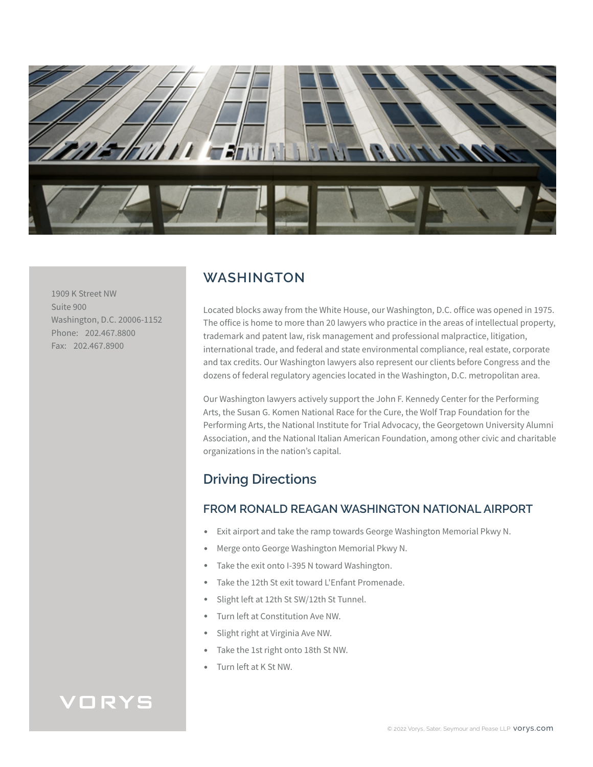1909 K Street NW
Suite 900
Washington, D.C. 20006-1152
Phone: 202.467.8800
Fax: 202.467.8900

# WASHINGTON

Located blocks away from the White House, our Washington, D.C. office was opened in 1975. The office is home to more than 20 lawyers who practice in the areas of intellectual property, trademark and patent law, risk management and professional malpractice, litigation, international trade, and federal and state environmental compliance, real estate, corporate and tax credits. Our Washington lawyers also represent our clients before Congress and the dozens of federal regulatory agencies located in the Washington, D.C. metropolitan area.

Our Washington lawyers actively support the John F. Kennedy Center for the Performing Arts, the Susan G. Komen National Race for the Cure, the Wolf Trap Foundation for the Performing Arts, the National Institute for Trial Advocacy, the Georgetown University Alumni Association, and the National Italian American Foundation, among other civic and charitable organizations in the nation's capital.

## Driving Directions

### FROM RONALD REAGAN WASHINGTON NATIONAL AIRPORT

- Exit airport and take the ramp towards George Washington Memorial Pkwy N.
- Merge onto George Washington Memorial Pkwy N.
- Take the exit onto I-395 N toward Washington.
- Take the 12th St exit toward L'Enfant Promenade.
- Slight left at 12th St SW/12th St Tunnel.
- Turn left at Constitution Ave NW.
- Slight right at Virginia Ave NW.
- Take the 1st right onto 18th St NW.
- Turn left at K St NW.

VORYS

© 2022 Vorys, Sater, Seymour and Pease LLP vorys.com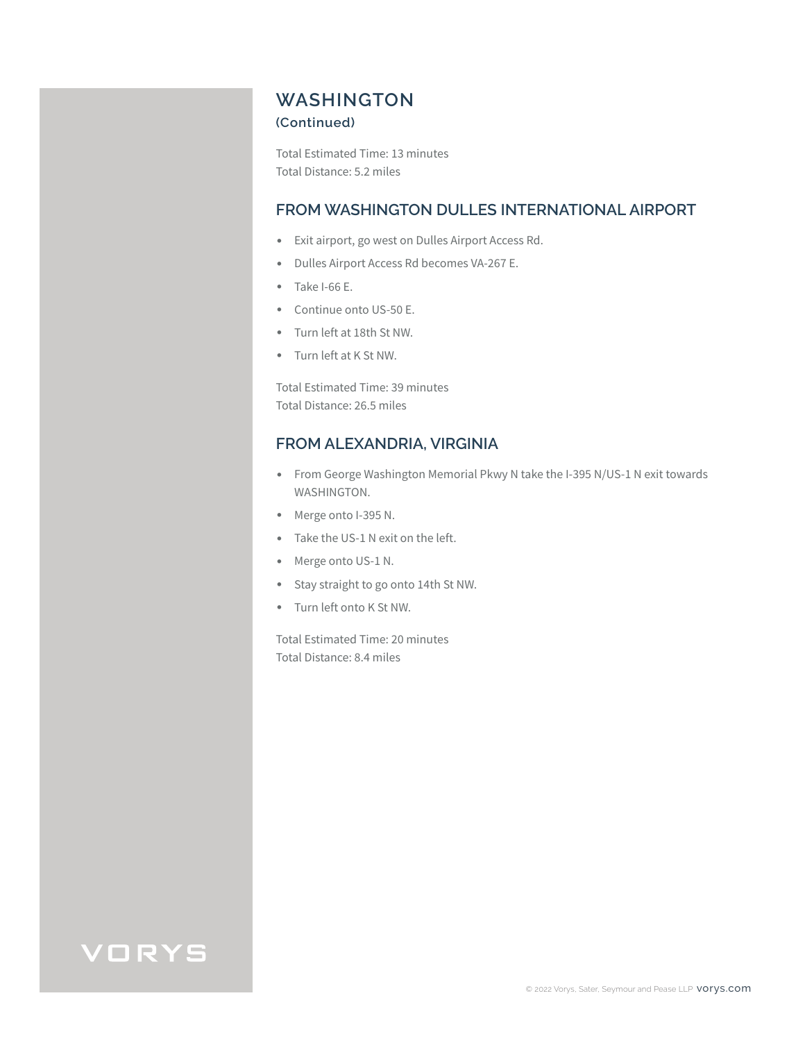## WASHINGTON

### (Continued)

Total Estimated Time: 13 minutes
Total Distance: 5.2 miles

## FROM WASHINGTON DULLES INTERNATIONAL AIRPORT

- Exit airport, go west on Dulles Airport Access Rd.
- Dulles Airport Access Rd becomes VA-267 E.
- Take I-66 E.
- Continue onto US-50 E.
- Turn left at 18th St NW.
- Turn left at K St NW.

Total Estimated Time: 39 minutes
Total Distance: 26.5 miles

## FROM ALEXANDRIA, VIRGINIA

- From George Washington Memorial Pkwy N take the I-395 N/US-1 N exit towards WASHINGTON.
- Merge onto I-395 N.
- Take the US-1 N exit on the left.
- Merge onto US-1 N.
- Stay straight to go onto 14th St NW.
- Turn left onto K St NW.

Total Estimated Time: 20 minutes
Total Distance: 8.4 miles

VORYS

© 2022 Vorys, Sater, Seymour and Pease LLP vorys.com